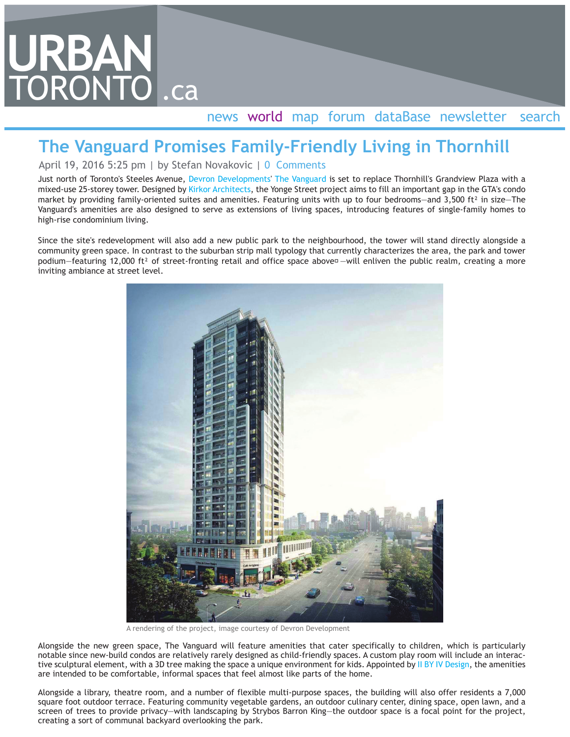# The Vanguard Promises Family-Friendly Living in Thornhill

April 19, 2016 5:25 pm | by Stefan Novakovic | 0 Comments

Just north of Toronto's Steeles Avenue, Devron Developments' The Vanguard is set to replace Thornhill's Grandview Plaza with a mixed-use 25-storey tower. Designed by Kirkor Architects, the Yonge Street project aims to fill an important gap in the GTA's condo market by providing family-oriented suites and amenities. Featuring units with up to four bedrooms—and 3,500 ft² in size—The Vanguard's amenities are also designed to serve as extensions of living spaces, introducing features of single-family homes to high-rise condominium living.

Since the site's redevelopment will also add a new public park to the neighbourhood, the tower will stand directly alongside a community green space. In contrast to the suburban strip mall typology that currently characterizes the area, the park and tower podium—featuring 12,000 ft² of street-fronting retail and office space above—will enliven the public realm, creating a more inviting ambiance at street level.

A rendering of the project, image courtesy of Devron Development

Alongside the new green space, The Vanguard will feature amenities that cater specifically to children, which is particularly notable since new-build condos are relatively rarely designed as child-friendly spaces. A custom play room will include an interactive sculptural element, with a 3D tree making the space a unique environment for kids. Appointed by II BY IV Design, the amenities are intended to be comfortable, informal spaces that feel almost like parts of the home.

Alongside a library, theatre room, and a number of flexible multi-purpose spaces, the building will also offer residents a 7,000 square foot outdoor terrace. Featuring community vegetable gardens, an outdoor culinary center, dining space, open lawn, and a screen of trees to provide privacy—with landscaping by Strybos Barron King—the outdoor space is a focal point for the project, creating a sort of communal backyard overlooking the park.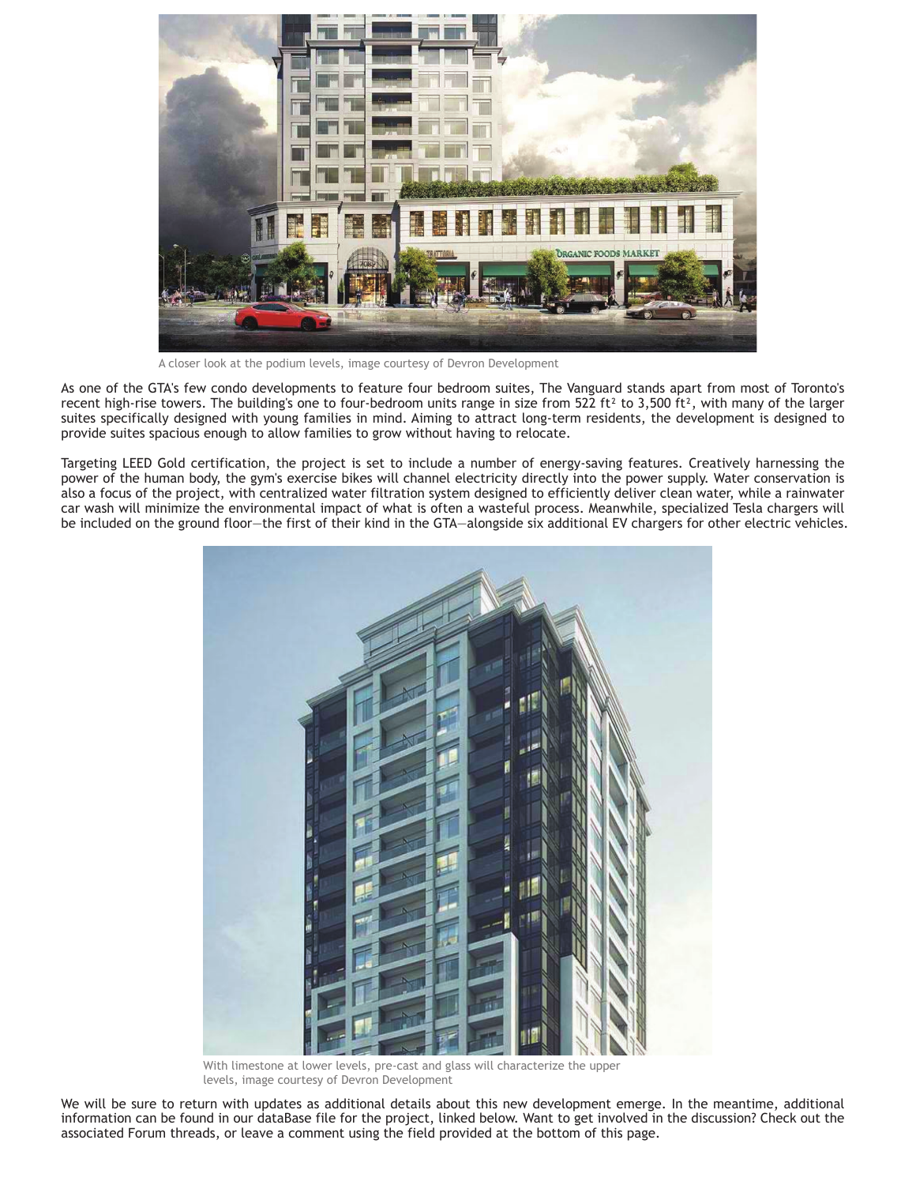A closer look at the podium levels, image courtesy of Devron Development

As one of the GTA's few condo developments to feature four bedroom suites, The Vanguard stands apart from most of Toronto's recent high-rise towers. The building's one to four-bedroom units range in size from 522 $ft^2$ to 3,500 $ft^2$, with many of the larger suites specifically designed with young families in mind. Aiming to attract long-term residents, the development is designed to provide suites spacious enough to allow families to grow without having to relocate.

Targeting LEED Gold certification, the project is set to include a number of energy-saving features. Creatively harnessing the power of the human body, the gym's exercise bikes will channel electricity directly into the power supply. Water conservation is also a focus of the project, with centralized water filtration system designed to efficiently deliver clean water, while a rainwater car wash will minimize the environmental impact of what is often a wasteful process. Meanwhile, specialized Tesla chargers will be included on the ground floor—the first of their kind in the GTA—alongside six additional EV chargers for other electric vehicles.

With limestone at lower levels, pre-cast and glass will characterize the upper levels, image courtesy of Devron Development

We will be sure to return with updates as additional details about this new development emerge. In the meantime, additional information can be found in our dataBase file for the project, linked below. Want to get involved in the discussion? Check out the associated Forum threads, or leave a comment using the field provided at the bottom of this page.